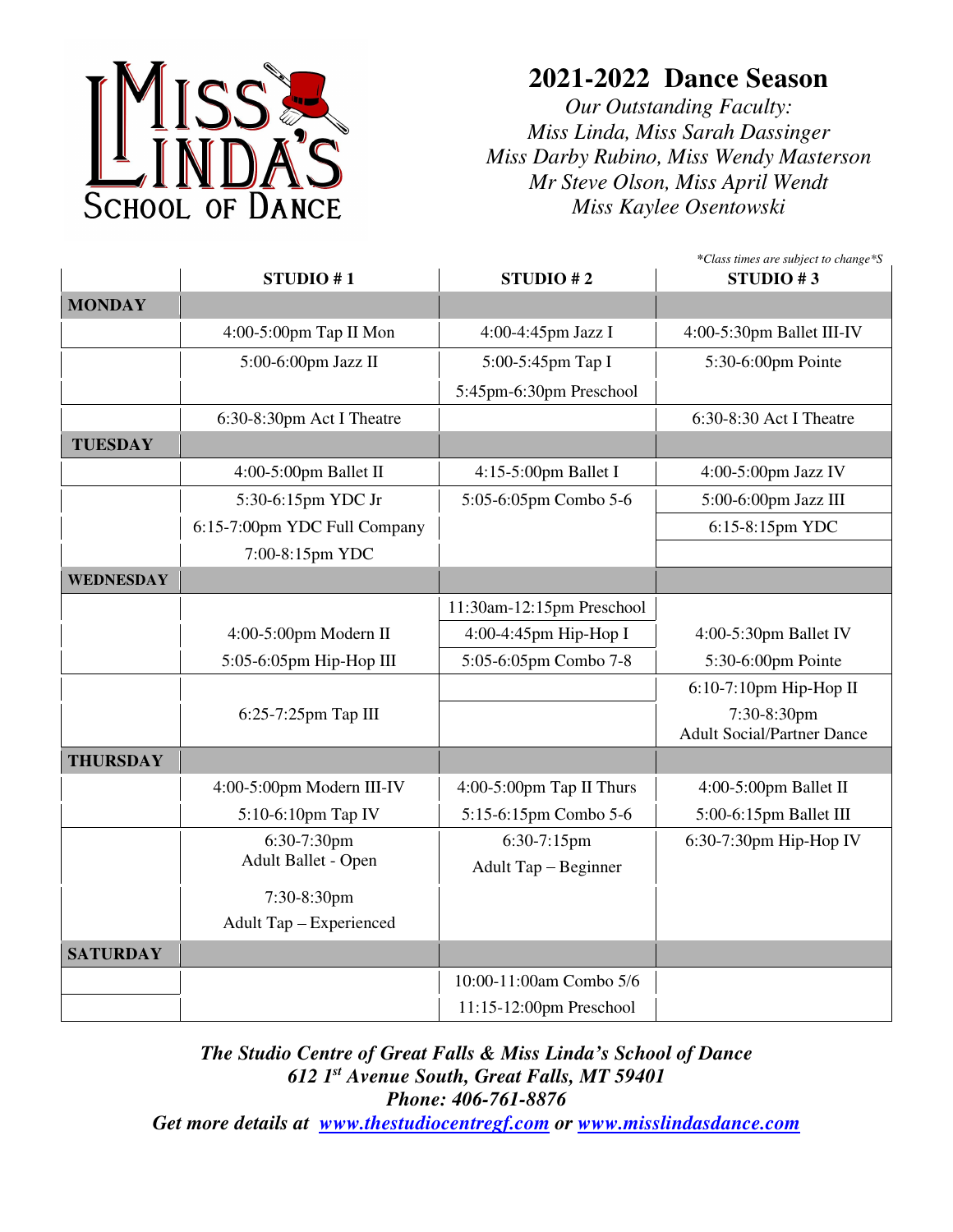Miss Linda's School of Dance

# 2021-2022 Dance Season

*Our Outstanding Faculty:*
*Miss Linda, Miss Sarah Dassinger*
*Miss Darby Rubino, Miss Wendy Masterson*
*Mr Steve Olson, Miss April Wendt*
*Miss Kaylee Osentowski*

*\*Class times are subject to change\*S*

| | STUDIO # 1 | STUDIO # 2 | STUDIO # 3 |
|---|---|---|---|
| **MONDAY** | | | |
| | 4:00-5:00pm Tap II Mon | 4:00-4:45pm Jazz I | 4:00-5:30pm Ballet III-IV |
| | 5:00-6:00pm Jazz II | 5:00-5:45pm Tap I | 5:30-6:00pm Pointe |
| | | 5:45pm-6:30pm Preschool | |
| | 6:30-8:30pm Act I Theatre | | 6:30-8:30 Act I Theatre |
| **TUESDAY** | | | |
| | 4:00-5:00pm Ballet II | 4:15-5:00pm Ballet I | 4:00-5:00pm Jazz IV |
| | 5:30-6:15pm YDC Jr | 5:05-6:05pm Combo 5-6 | 5:00-6:00pm Jazz III |
| | 6:15-7:00pm YDC Full Company | | 6:15-8:15pm YDC |
| | 7:00-8:15pm YDC | | |
| **WEDNESDAY** | | | |
| | | 11:30am-12:15pm Preschool | |
| | 4:00-5:00pm Modern II | 4:00-4:45pm Hip-Hop I | 4:00-5:30pm Ballet IV |
| | 5:05-6:05pm Hip-Hop III | 5:05-6:05pm Combo 7-8 | 5:30-6:00pm Pointe |
| | | | 6:10-7:10pm Hip-Hop II |
| | 6:25-7:25pm Tap III | | 7:30-8:30pm Adult Social/Partner Dance |
| **THURSDAY** | | | |
| | 4:00-5:00pm Modern III-IV | 4:00-5:00pm Tap II Thurs | 4:00-5:00pm Ballet II |
| | 5:10-6:10pm Tap IV | 5:15-6:15pm Combo 5-6 | 5:00-6:15pm Ballet III |
| | 6:30-7:30pm Adult Ballet - Open | 6:30-7:15pm Adult Tap – Beginner | 6:30-7:30pm Hip-Hop IV |
| | 7:30-8:30pm Adult Tap – Experienced | | |
| **SATURDAY** | | | |
| | | 10:00-11:00am Combo 5/6 | |
| | | 11:15-12:00pm Preschool | |

***The Studio Centre of Great Falls & Miss Linda's School of Dance***
***612 1st Avenue South, Great Falls, MT 59401***
***Phone: 406-761-8876***
***Get more details at www.thestudiocentregf.com or www.misslindasdance.com***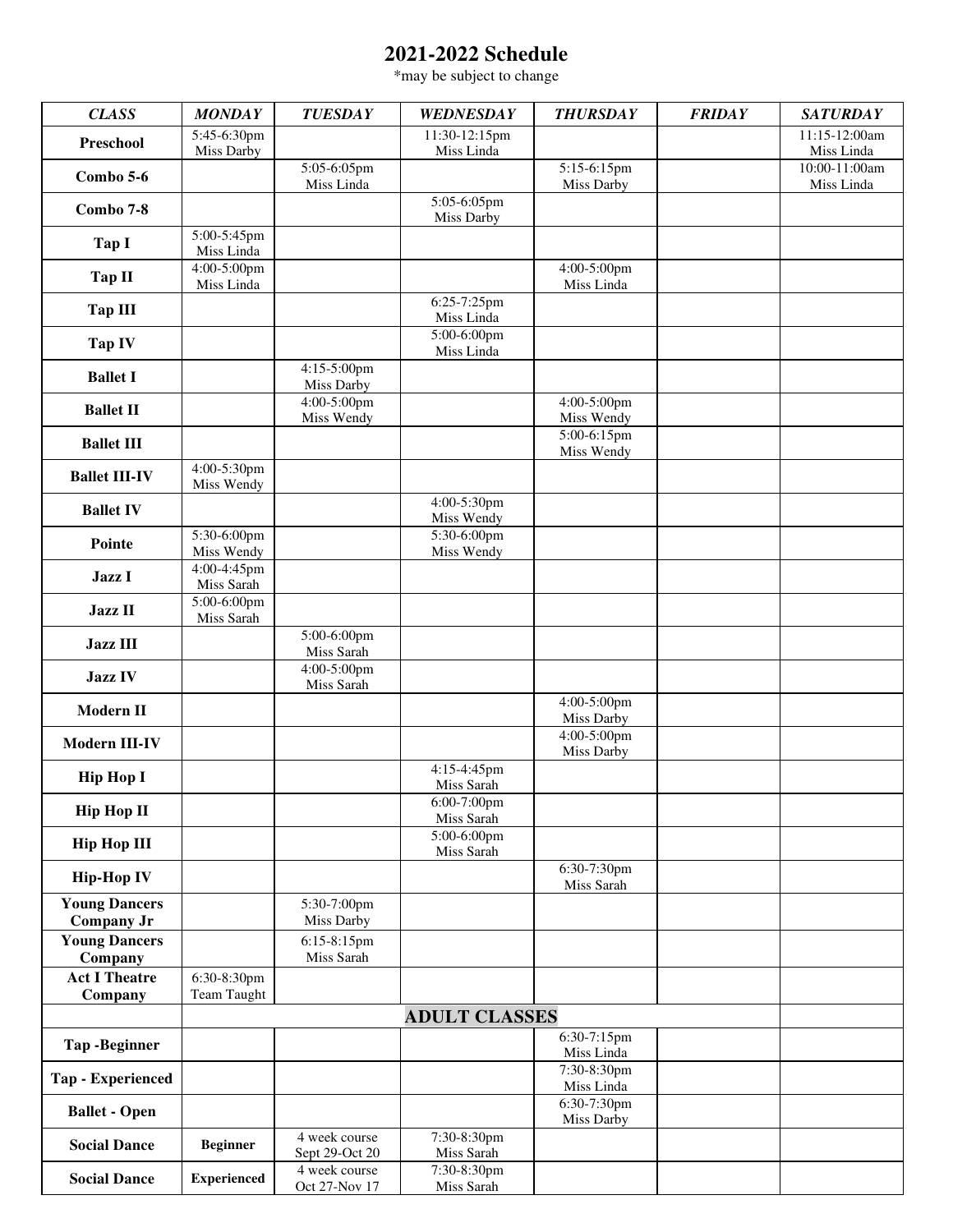## 2021-2022 Schedule

*may be subject to change

| *CLASS* | *MONDAY* | *TUESDAY* | *WEDNESDAY* | *THURSDAY* | *FRIDAY* | *SATURDAY* |
|---|---|---|---|---|---|---|
| **Preschool** | 5:45-6:30pm Miss Darby | | 11:30-12:15pm Miss Linda | | | 11:15-12:00am Miss Linda |
| **Combo 5-6** | | 5:05-6:05pm Miss Linda | | 5:15-6:15pm Miss Darby | | 10:00-11:00am Miss Linda |
| **Combo 7-8** | | | 5:05-6:05pm Miss Darby | | | |
| **Tap I** | 5:00-5:45pm Miss Linda | | | | | |
| **Tap II** | 4:00-5:00pm Miss Linda | | | 4:00-5:00pm Miss Linda | | |
| **Tap III** | | | 6:25-7:25pm Miss Linda | | | |
| **Tap IV** | | | 5:00-6:00pm Miss Linda | | | |
| **Ballet I** | | 4:15-5:00pm Miss Darby | | | | |
| **Ballet II** | | 4:00-5:00pm Miss Wendy | | 4:00-5:00pm Miss Wendy | | |
| **Ballet III** | | | | 5:00-6:15pm Miss Wendy | | |
| **Ballet III-IV** | 4:00-5:30pm Miss Wendy | | | | | |
| **Ballet IV** | | | 4:00-5:30pm Miss Wendy | | | |
| **Pointe** | 5:30-6:00pm Miss Wendy | | 5:30-6:00pm Miss Wendy | | | |
| **Jazz I** | 4:00-4:45pm Miss Sarah | | | | | |
| **Jazz II** | 5:00-6:00pm Miss Sarah | | | | | |
| **Jazz III** | | 5:00-6:00pm Miss Sarah | | | | |
| **Jazz IV** | | 4:00-5:00pm Miss Sarah | | | | |
| **Modern II** | | | | 4:00-5:00pm Miss Darby | | |
| **Modern III-IV** | | | | 4:00-5:00pm Miss Darby | | |
| **Hip Hop I** | | | 4:15-4:45pm Miss Sarah | | | |
| **Hip Hop II** | | | 6:00-7:00pm Miss Sarah | | | |
| **Hip Hop III** | | | 5:00-6:00pm Miss Sarah | | | |
| **Hip-Hop IV** | | | | 6:30-7:30pm Miss Sarah | | |
| **Young Dancers Company Jr** | | 5:30-7:00pm Miss Darby | | | | |
| **Young Dancers Company** | | 6:15-8:15pm Miss Sarah | | | | |
| **Act I Theatre Company** | 6:30-8:30pm Team Taught | | | | | |
| | **ADULT CLASSES** | | | | | |
| **Tap -Beginner** | | | | 6:30-7:15pm Miss Linda | | |
| **Tap - Experienced** | | | | 7:30-8:30pm Miss Linda | | |
| **Ballet - Open** | | | | 6:30-7:30pm Miss Darby | | |
| **Social Dance** | **Beginner** | 4 week course Sept 29-Oct 20 | 7:30-8:30pm Miss Sarah | | | |
| **Social Dance** | **Experienced** | 4 week course Oct 27-Nov 17 | 7:30-8:30pm Miss Sarah | | | |